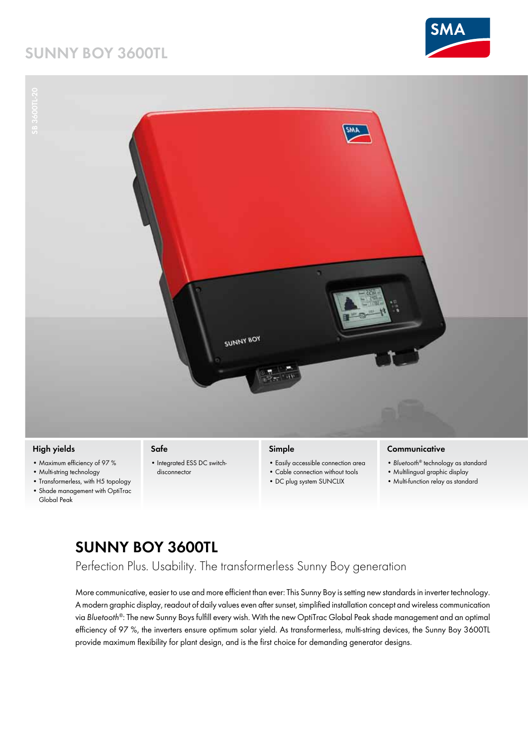# SUNNY BOY 3600TL

SB 3600TL-20

### High yields

- Maximum efficiency of 97 %
- Multi-string technology
- Transformerless, with H5 topology
- Shade management with OptiTrac Global Peak

### Safe

- Integrated ESS DC switch-disconnector

### Simple

- Easily accessible connection area
- Cable connection without tools
- DC plug system SUNCLIX

### Communicative

- *Bluetooth*® technology as standard
- Multilingual graphic display
- Multi-function relay as standard

## SUNNY BOY 3600TL

Perfection Plus. Usability. The transformerless Sunny Boy generation

More communicative, easier to use and more efficient than ever: This Sunny Boy is setting new standards in inverter technology. A modern graphic display, readout of daily values even after sunset, simplified installation concept and wireless communication via *Bluetooth*®: The new Sunny Boys fulfill every wish. With the new OptiTrac Global Peak shade management and an optimal efficiency of 97 %, the inverters ensure optimum solar yield. As transformerless, multi-string devices, the Sunny Boy 3600TL provide maximum flexibility for plant design, and is the first choice for demanding generator designs.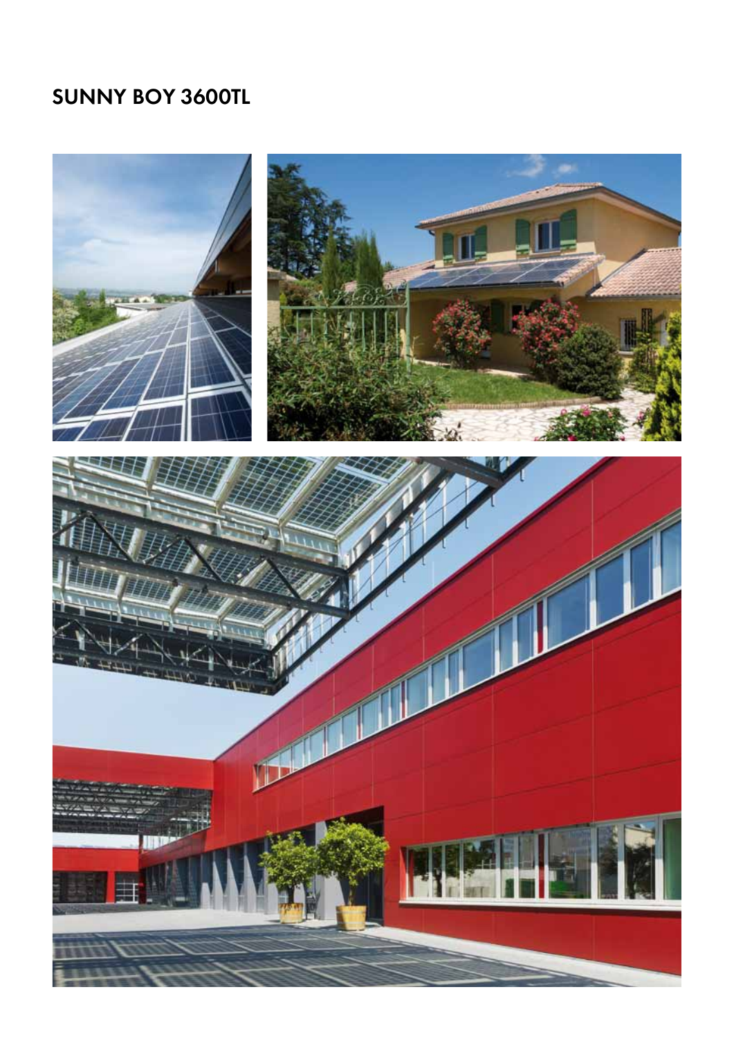# SUNNY BOY 3600TL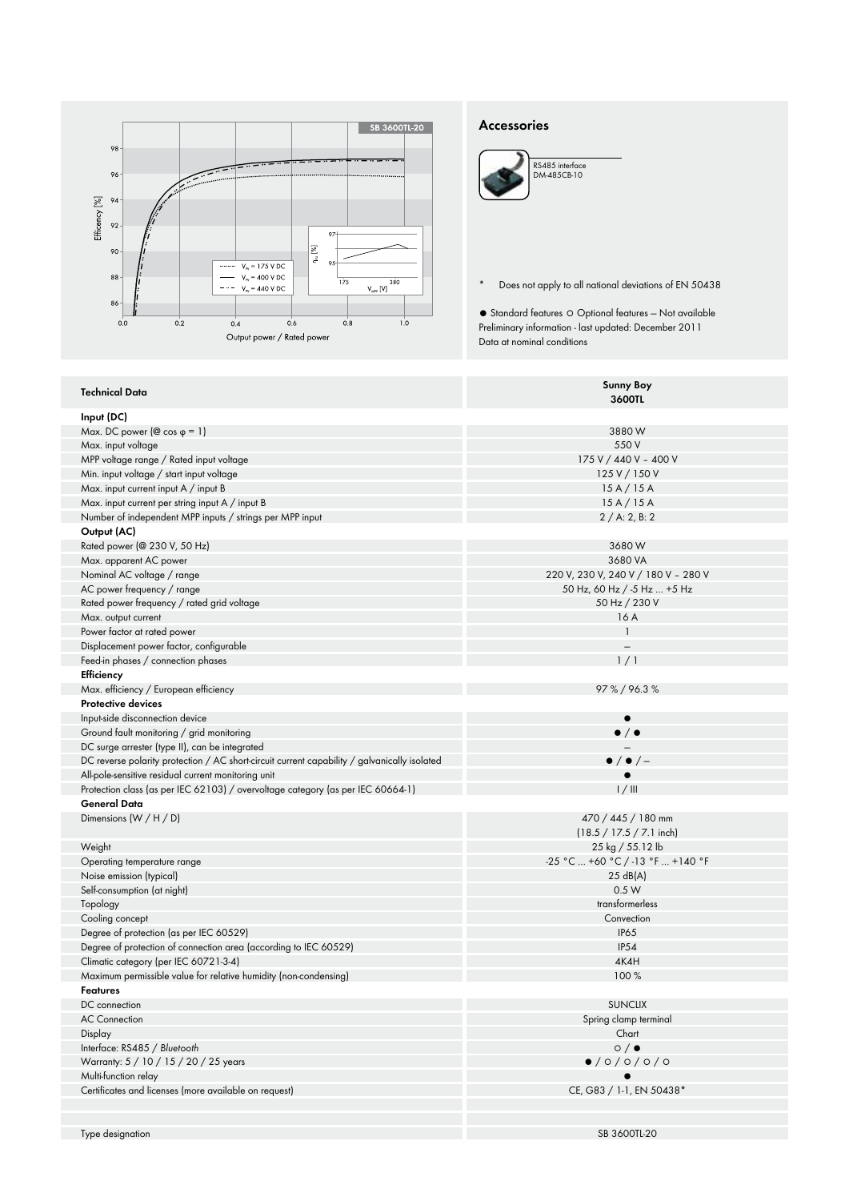## Accessories

RS485 interface
DM-485CB-10

\* Does not apply to all national deviations of EN 50438

● Standard features ○ Optional features – Not available
Preliminary information - last updated: December 2011
Data at nominal conditions

| Technical Data | Sunny Boy 3600TL |
|---|---|
| **Input (DC)** | |
| Max. DC power (@ cos φ = 1) | 3880 W |
| Max. input voltage | 550 V |
| MPP voltage range / Rated input voltage | 175 V / 440 V – 400 V |
| Min. input voltage / start input voltage | 125 V / 150 V |
| Max. input current input A / input B | 15 A / 15 A |
| Max. input current per string input A / input B | 15 A / 15 A |
| Number of independent MPP inputs / strings per MPP input | 2 / A: 2, B: 2 |
| **Output (AC)** | |
| Rated power (@ 230 V, 50 Hz) | 3680 W |
| Max. apparent AC power | 3680 VA |
| Nominal AC voltage / range | 220 V, 230 V, 240 V / 180 V – 280 V |
| AC power frequency / range | 50 Hz, 60 Hz / -5 Hz ... +5 Hz |
| Rated power frequency / rated grid voltage | 50 Hz / 230 V |
| Max. output current | 16 A |
| Power factor at rated power | 1 |
| Displacement power factor, configurable | – |
| Feed-in phases / connection phases | 1 / 1 |
| **Efficiency** | |
| Max. efficiency / European efficiency | 97 % / 96.3 % |
| **Protective devices** | |
| Input-side disconnection device | ● |
| Ground fault monitoring / grid monitoring | ● / ● |
| DC surge arrester (type II), can be integrated | – |
| DC reverse polarity protection / AC short-circuit current capability / galvanically isolated | ● / ● / – |
| All-pole-sensitive residual current monitoring unit | ● |
| Protection class (as per IEC 62103) / overvoltage category (as per IEC 60664-1) | I / III |
| **General Data** | |
| Dimensions (W / H / D) | 470 / 445 / 180 mm (18.5 / 17.5 / 7.1 inch) |
| Weight | 25 kg / 55.12 lb |
| Operating temperature range | -25 °C ... +60 °C / -13 °F ... +140 °F |
| Noise emission (typical) | 25 dB(A) |
| Self-consumption (at night) | 0.5 W |
| Topology | transformerless |
| Cooling concept | Convection |
| Degree of protection (as per IEC 60529) | IP65 |
| Degree of protection of connection area (according to IEC 60529) | IP54 |
| Climatic category (per IEC 60721-3-4) | 4K4H |
| Maximum permissible value for relative humidity (non-condensing) | 100 % |
| **Features** | |
| DC connection | SUNCLIX |
| AC Connection | Spring clamp terminal |
| Display | Chart |
| Interface: RS485 / *Bluetooth* | ○ / ● |
| Warranty: 5 / 10 / 15 / 20 / 25 years | ● / ○ / ○ / ○ / ○ |
| Multi-function relay | ● |
| Certificates and licenses (more available on request) | CE, G83 / 1-1, EN 50438* |
| Type designation | SB 3600TL-20 |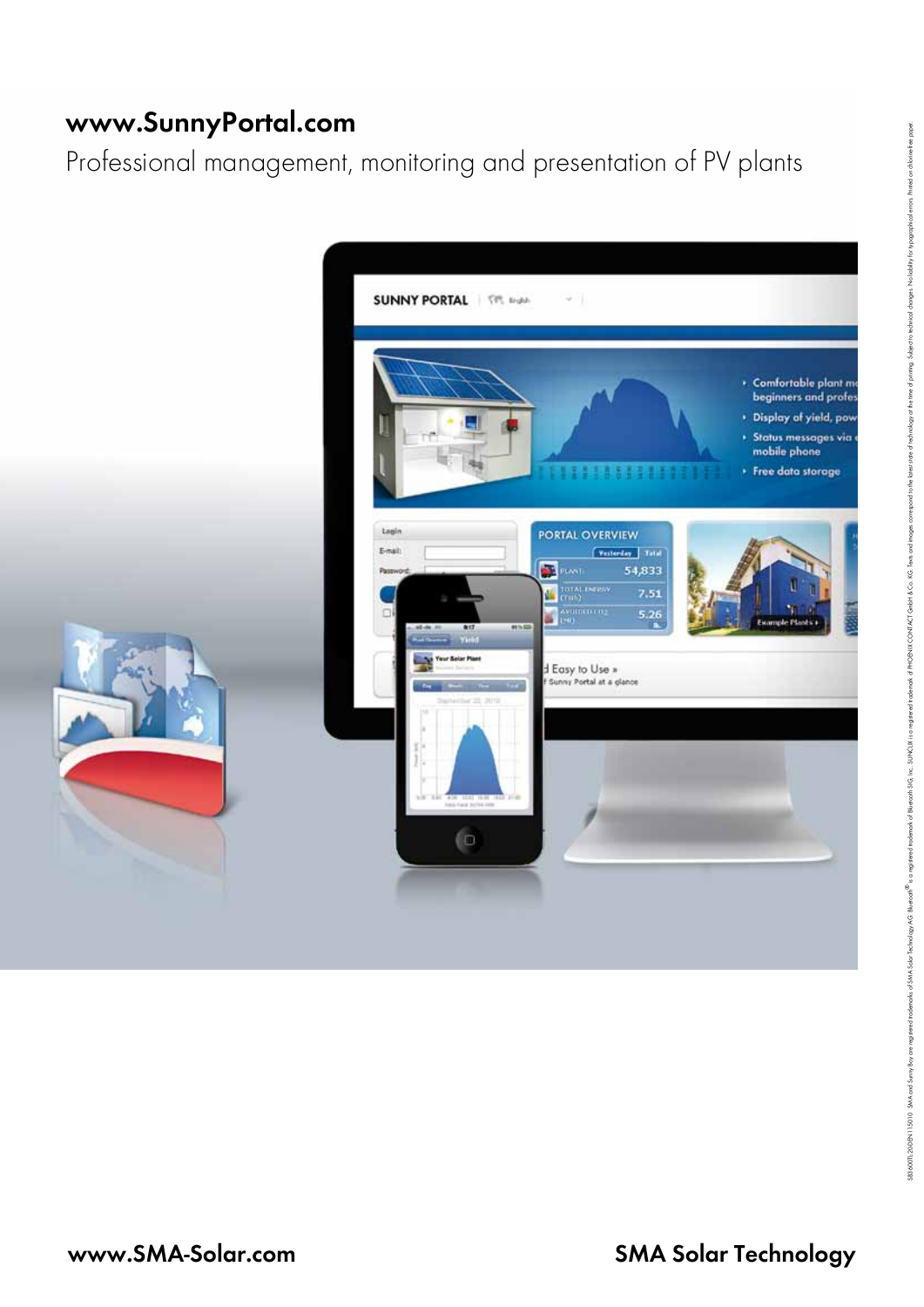# www.SunnyPortal.com

Professional management, monitoring and presentation of PV plants

www.SMA-Solar.com

**SMA Solar Technology**

SB3-6000TL-20-DEN115010 SMA and Sunny Boy are registered trademarks of SMA Solar Technology AG. Bluetooth® is a registered trademark of Bluetooth SIG, Inc. SUNCLIX is a registered trademark of PHOENIX CONTACT GmbH & Co. KG. Texts and images correspond to the latest state of technology at the time of printing. Subject to technical changes. No liability for typographical errors. Printed on chlorine-free paper.